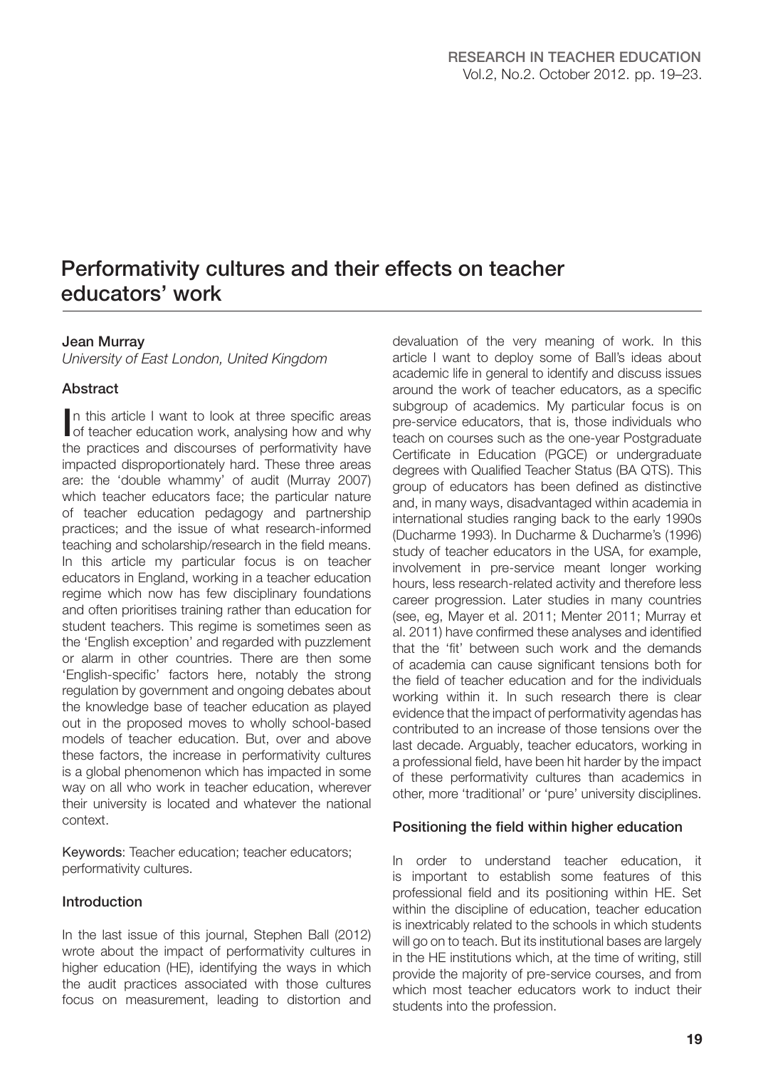# Performativity cultures and their effects on teacher educators' work

**Jean Murray**

*University of East London, United Kingdom*

## Abstract

In this article I want to look at three specific areas of teacher education work, analysing how and why the practices and discourses of performativity have impacted disproportionately hard. These three areas are: the 'double whammy' of audit (Murray 2007) which teacher educators face; the particular nature of teacher education pedagogy and partnership practices; and the issue of what research-informed teaching and scholarship/research in the field means. In this article my particular focus is on teacher educators in England, working in a teacher education regime which now has few disciplinary foundations and often prioritises training rather than education for student teachers. This regime is sometimes seen as the 'English exception' and regarded with puzzlement or alarm in other countries. There are then some 'English-specific' factors here, notably the strong regulation by government and ongoing debates about the knowledge base of teacher education as played out in the proposed moves to wholly school-based models of teacher education. But, over and above these factors, the increase in performativity cultures is a global phenomenon which has impacted in some way on all who work in teacher education, wherever their university is located and whatever the national context.

**Keywords**: Teacher education; teacher educators; performativity cultures.

## Introduction

In the last issue of this journal, Stephen Ball (2012) wrote about the impact of performativity cultures in higher education (HE), identifying the ways in which the audit practices associated with those cultures focus on measurement, leading to distortion and devaluation of the very meaning of work. In this article I want to deploy some of Ball's ideas about academic life in general to identify and discuss issues around the work of teacher educators, as a specific subgroup of academics. My particular focus is on pre-service educators, that is, those individuals who teach on courses such as the one-year Postgraduate Certificate in Education (PGCE) or undergraduate degrees with Qualified Teacher Status (BA QTS). This group of educators has been defined as distinctive and, in many ways, disadvantaged within academia in international studies ranging back to the early 1990s (Ducharme 1993). In Ducharme & Ducharme's (1996) study of teacher educators in the USA, for example, involvement in pre-service meant longer working hours, less research-related activity and therefore less career progression. Later studies in many countries (see, eg, Mayer et al. 2011; Menter 2011; Murray et al. 2011) have confirmed these analyses and identified that the 'fit' between such work and the demands of academia can cause significant tensions both for the field of teacher education and for the individuals working within it. In such research there is clear evidence that the impact of performativity agendas has contributed to an increase of those tensions over the last decade. Arguably, teacher educators, working in a professional field, have been hit harder by the impact of these performativity cultures than academics in other, more 'traditional' or 'pure' university disciplines.

## Positioning the field within higher education

In order to understand teacher education, it is important to establish some features of this professional field and its positioning within HE. Set within the discipline of education, teacher education is inextricably related to the schools in which students will go on to teach. But its institutional bases are largely in the HE institutions which, at the time of writing, still provide the majority of pre-service courses, and from which most teacher educators work to induct their students into the profession.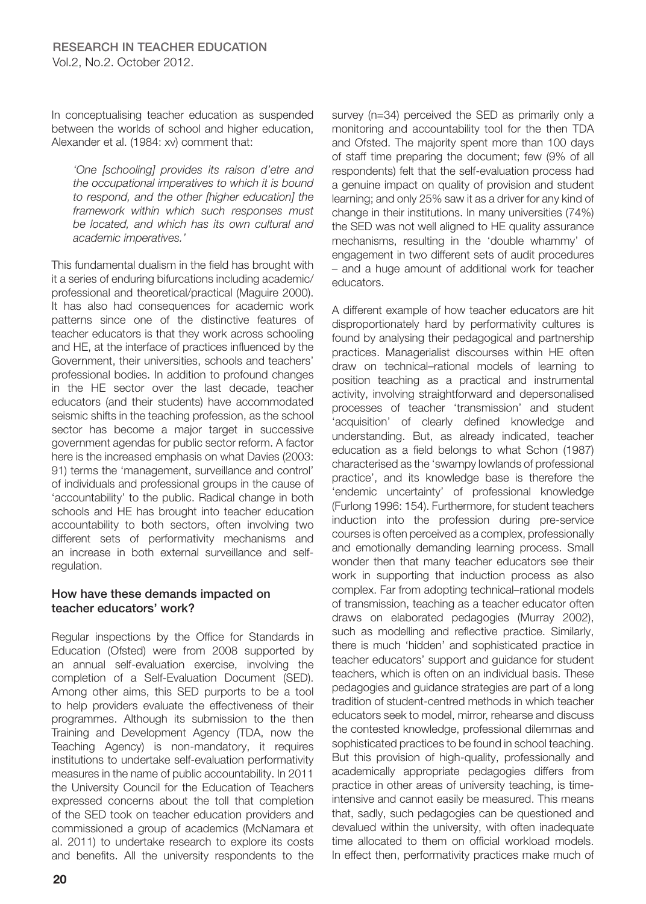In conceptualising teacher education as suspended between the worlds of school and higher education, Alexander et al. (1984: xv) comment that:

> *'One [schooling] provides its raison d'etre and the occupational imperatives to which it is bound to respond, and the other [higher education] the framework within which such responses must be located, and which has its own cultural and academic imperatives.'*

This fundamental dualism in the field has brought with it a series of enduring bifurcations including academic/professional and theoretical/practical (Maguire 2000). It has also had consequences for academic work patterns since one of the distinctive features of teacher educators is that they work across schooling and HE, at the interface of practices influenced by the Government, their universities, schools and teachers' professional bodies. In addition to profound changes in the HE sector over the last decade, teacher educators (and their students) have accommodated seismic shifts in the teaching profession, as the school sector has become a major target in successive government agendas for public sector reform. A factor here is the increased emphasis on what Davies (2003: 91) terms the 'management, surveillance and control' of individuals and professional groups in the cause of 'accountability' to the public. Radical change in both schools and HE has brought into teacher education accountability to both sectors, often involving two different sets of performativity mechanisms and an increase in both external surveillance and self-regulation.

### How have these demands impacted on teacher educators' work?

Regular inspections by the Office for Standards in Education (Ofsted) were from 2008 supported by an annual self-evaluation exercise, involving the completion of a Self-Evaluation Document (SED). Among other aims, this SED purports to be a tool to help providers evaluate the effectiveness of their programmes. Although its submission to the then Training and Development Agency (TDA, now the Teaching Agency) is non-mandatory, it requires institutions to undertake self-evaluation performativity measures in the name of public accountability. In 2011 the University Council for the Education of Teachers expressed concerns about the toll that completion of the SED took on teacher education providers and commissioned a group of academics (McNamara et al. 2011) to undertake research to explore its costs and benefits. All the university respondents to the survey (n=34) perceived the SED as primarily only a monitoring and accountability tool for the then TDA and Ofsted. The majority spent more than 100 days of staff time preparing the document; few (9% of all respondents) felt that the self-evaluation process had a genuine impact on quality of provision and student learning; and only 25% saw it as a driver for any kind of change in their institutions. In many universities (74%) the SED was not well aligned to HE quality assurance mechanisms, resulting in the 'double whammy' of engagement in two different sets of audit procedures – and a huge amount of additional work for teacher educators.

A different example of how teacher educators are hit disproportionately hard by performativity cultures is found by analysing their pedagogical and partnership practices. Managerialist discourses within HE often draw on technical–rational models of learning to position teaching as a practical and instrumental activity, involving straightforward and depersonalised processes of teacher 'transmission' and student 'acquisition' of clearly defined knowledge and understanding. But, as already indicated, teacher education as a field belongs to what Schon (1987) characterised as the 'swampy lowlands of professional practice', and its knowledge base is therefore the 'endemic uncertainty' of professional knowledge (Furlong 1996: 154). Furthermore, for student teachers induction into the profession during pre-service courses is often perceived as a complex, professionally and emotionally demanding learning process. Small wonder then that many teacher educators see their work in supporting that induction process as also complex. Far from adopting technical–rational models of transmission, teaching as a teacher educator often draws on elaborated pedagogies (Murray 2002), such as modelling and reflective practice. Similarly, there is much 'hidden' and sophisticated practice in teacher educators' support and guidance for student teachers, which is often on an individual basis. These pedagogies and guidance strategies are part of a long tradition of student-centred methods in which teacher educators seek to model, mirror, rehearse and discuss the contested knowledge, professional dilemmas and sophisticated practices to be found in school teaching. But this provision of high-quality, professionally and academically appropriate pedagogies differs from practice in other areas of university teaching, is time-intensive and cannot easily be measured. This means that, sadly, such pedagogies can be questioned and devalued within the university, with often inadequate time allocated to them on official workload models. In effect then, performativity practices make much of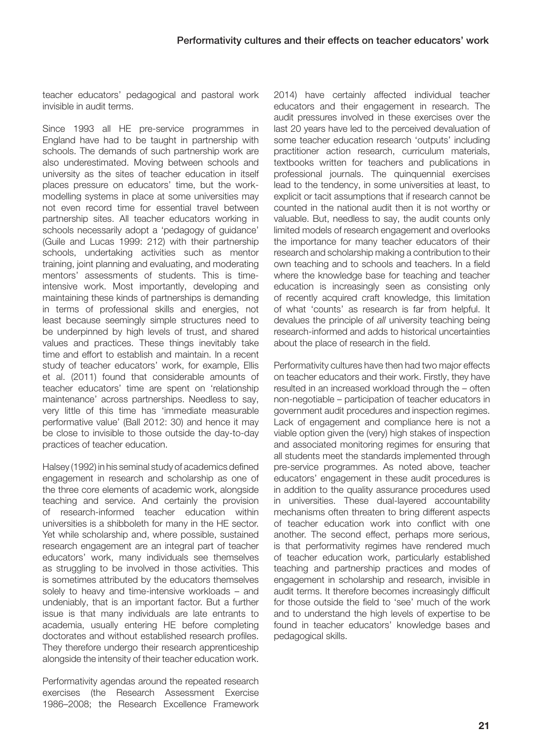teacher educators' pedagogical and pastoral work invisible in audit terms.

Since 1993 all HE pre-service programmes in England have had to be taught in partnership with schools. The demands of such partnership work are also underestimated. Moving between schools and university as the sites of teacher education in itself places pressure on educators' time, but the work-modelling systems in place at some universities may not even record time for essential travel between partnership sites. All teacher educators working in schools necessarily adopt a 'pedagogy of guidance' (Guile and Lucas 1999: 212) with their partnership schools, undertaking activities such as mentor training, joint planning and evaluating, and moderating mentors' assessments of students. This is time-intensive work. Most importantly, developing and maintaining these kinds of partnerships is demanding in terms of professional skills and energies, not least because seemingly simple structures need to be underpinned by high levels of trust, and shared values and practices. These things inevitably take time and effort to establish and maintain. In a recent study of teacher educators' work, for example, Ellis et al. (2011) found that considerable amounts of teacher educators' time are spent on 'relationship maintenance' across partnerships. Needless to say, very little of this time has 'immediate measurable performative value' (Ball 2012: 30) and hence it may be close to invisible to those outside the day-to-day practices of teacher education.

Halsey (1992) in his seminal study of academics defined engagement in research and scholarship as one of the three core elements of academic work, alongside teaching and service. And certainly the provision of research-informed teacher education within universities is a shibboleth for many in the HE sector. Yet while scholarship and, where possible, sustained research engagement are an integral part of teacher educators' work, many individuals see themselves as struggling to be involved in those activities. This is sometimes attributed by the educators themselves solely to heavy and time-intensive workloads – and undeniably, that is an important factor. But a further issue is that many individuals are late entrants to academia, usually entering HE before completing doctorates and without established research profiles. They therefore undergo their research apprenticeship alongside the intensity of their teacher education work.

Performativity agendas around the repeated research exercises (the Research Assessment Exercise 1986–2008; the Research Excellence Framework 2014) have certainly affected individual teacher educators and their engagement in research. The audit pressures involved in these exercises over the last 20 years have led to the perceived devaluation of some teacher education research 'outputs' including practitioner action research, curriculum materials, textbooks written for teachers and publications in professional journals. The quinquennial exercises lead to the tendency, in some universities at least, to explicit or tacit assumptions that if research cannot be counted in the national audit then it is not worthy or valuable. But, needless to say, the audit counts only limited models of research engagement and overlooks the importance for many teacher educators of their research and scholarship making a contribution to their own teaching and to schools and teachers. In a field where the knowledge base for teaching and teacher education is increasingly seen as consisting only of recently acquired craft knowledge, this limitation of what 'counts' as research is far from helpful. It devalues the principle of *all* university teaching being research-informed and adds to historical uncertainties about the place of research in the field.

Performativity cultures have then had two major effects on teacher educators and their work. Firstly, they have resulted in an increased workload through the – often non-negotiable – participation of teacher educators in government audit procedures and inspection regimes. Lack of engagement and compliance here is not a viable option given the (very) high stakes of inspection and associated monitoring regimes for ensuring that all students meet the standards implemented through pre-service programmes. As noted above, teacher educators' engagement in these audit procedures is in addition to the quality assurance procedures used in universities. These dual-layered accountability mechanisms often threaten to bring different aspects of teacher education work into conflict with one another. The second effect, perhaps more serious, is that performativity regimes have rendered much of teacher education work, particularly established teaching and partnership practices and modes of engagement in scholarship and research, invisible in audit terms. It therefore becomes increasingly difficult for those outside the field to 'see' much of the work and to understand the high levels of expertise to be found in teacher educators' knowledge bases and pedagogical skills.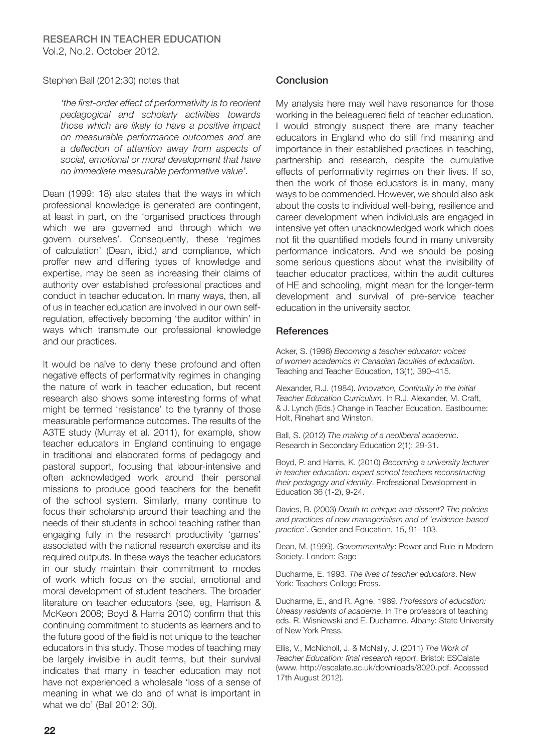Stephen Ball (2012:30) notes that

> *'the first-order effect of performativity is to reorient pedagogical and scholarly activities towards those which are likely to have a positive impact on measurable performance outcomes and are a deflection of attention away from aspects of social, emotional or moral development that have no immediate measurable performative value'.*

Dean (1999: 18) also states that the ways in which professional knowledge is generated are contingent, at least in part, on the 'organised practices through which we are governed and through which we govern ourselves'. Consequently, these 'regimes of calculation' (Dean, ibid.) and compliance, which proffer new and differing types of knowledge and expertise, may be seen as increasing their claims of authority over established professional practices and conduct in teacher education. In many ways, then, all of us in teacher education are involved in our own self-regulation, effectively becoming 'the auditor within' in ways which transmute our professional knowledge and our practices.

It would be naïve to deny these profound and often negative effects of performativity regimes in changing the nature of work in teacher education, but recent research also shows some interesting forms of what might be termed 'resistance' to the tyranny of those measurable performance outcomes. The results of the A3TE study (Murray et al. 2011), for example, show teacher educators in England continuing to engage in traditional and elaborated forms of pedagogy and pastoral support, focusing that labour-intensive and often acknowledged work around their personal missions to produce good teachers for the benefit of the school system. Similarly, many continue to focus their scholarship around their teaching and the needs of their students in school teaching rather than engaging fully in the research productivity 'games' associated with the national research exercise and its required outputs. In these ways the teacher educators in our study maintain their commitment to modes of work which focus on the social, emotional and moral development of student teachers. The broader literature on teacher educators (see, eg, Harrison & McKeon 2008; Boyd & Harris 2010) confirm that this continuing commitment to students as learners and to the future good of the field is not unique to the teacher educators in this study. Those modes of teaching may be largely invisible in audit terms, but their survival indicates that many in teacher education may not have not experienced a wholesale 'loss of a sense of meaning in what we do and of what is important in what we do' (Ball 2012: 30).

## Conclusion

My analysis here may well have resonance for those working in the beleaguered field of teacher education. I would strongly suspect there are many teacher educators in England who do still find meaning and importance in their established practices in teaching, partnership and research, despite the cumulative effects of performativity regimes on their lives. If so, then the work of those educators is in many, many ways to be commended. However, we should also ask about the costs to individual well-being, resilience and career development when individuals are engaged in intensive yet often unacknowledged work which does not fit the quantified models found in many university performance indicators. And we should be posing some serious questions about what the invisibility of teacher educator practices, within the audit cultures of HE and schooling, might mean for the longer-term development and survival of pre-service teacher education in the university sector.

## References

Acker, S. (1996) *Becoming a teacher educator: voices of women academics in Canadian faculties of education*. Teaching and Teacher Education, 13(1), 390–415.

Alexander, R.J. (1984). *Innovation, Continuity in the Initial Teacher Education Curriculum*. In R.J. Alexander, M. Craft, & J. Lynch (Eds.) Change in Teacher Education. Eastbourne: Holt, Rinehart and Winston.

Ball, S. (2012) *The making of a neoliberal academic*. Research in Secondary Education 2(1): 29-31.

Boyd, P. and Harris, K. (2010) *Becoming a university lecturer in teacher education: expert school teachers reconstructing their pedagogy and identity*. Professional Development in Education 36 (1-2), 9-24.

Davies, B. (2003) *Death to critique and dissent? The policies and practices of new managerialism and of 'evidence-based practice'*. Gender and Education, 15, 91–103.

Dean, M. (1999). *Governmentality*: Power and Rule in Modern Society. London: Sage

Ducharme, E. 1993. *The lives of teacher educators*. New York: Teachers College Press.

Ducharme, E., and R. Agne. 1989. *Professors of education: Uneasy residents of academe*. In The professors of teaching eds. R. Wisniewski and E. Ducharme. Albany: State University of New York Press.

Ellis, V., McNicholl, J. & McNally, J. (2011) *The Work of Teacher Education: final research report*. Bristol: ESCalate (www. http://escalate.ac.uk/downloads/8020.pdf. Accessed 17th August 2012).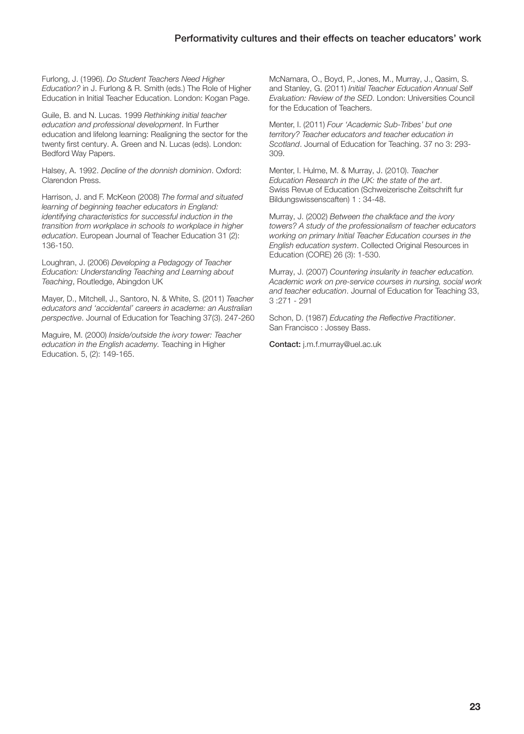Furlong, J. (1996). *Do Student Teachers Need Higher Education?* in J. Furlong & R. Smith (eds.) The Role of Higher Education in Initial Teacher Education. London: Kogan Page.

Guile, B. and N. Lucas. 1999 *Rethinking initial teacher education and professional development*. In Further education and lifelong learning: Realigning the sector for the twenty first century. A. Green and N. Lucas (eds). London: Bedford Way Papers.

Halsey, A. 1992. *Decline of the donnish dominion*. Oxford: Clarendon Press.

Harrison, J. and F. McKeon (2008) *The formal and situated learning of beginning teacher educators in England: identifying characteristics for successful induction in the transition from workplace in schools to workplace in higher education*. European Journal of Teacher Education 31 (2): 136-150.

Loughran, J. (2006) *Developing a Pedagogy of Teacher Education: Understanding Teaching and Learning about Teaching*, Routledge, Abingdon UK

Mayer, D., Mitchell, J., Santoro, N. & White, S. (2011) *Teacher educators and 'accidental' careers in academe: an Australian perspective*. Journal of Education for Teaching 37(3). 247-260

Maguire, M. (2000) *Inside/outside the ivory tower: Teacher education in the English academy.* Teaching in Higher Education. 5, (2): 149-165.

McNamara, O., Boyd, P., Jones, M., Murray, J., Qasim, S. and Stanley, G. (2011) *Initial Teacher Education Annual Self Evaluation: Review of the SED*. London: Universities Council for the Education of Teachers.

Menter, I. (2011) *Four 'Academic Sub-Tribes' but one territory? Teacher educators and teacher education in Scotland*. Journal of Education for Teaching. 37 no 3: 293-309.

Menter, I. Hulme, M. & Murray, J. (2010). *Teacher Education Research in the UK: the state of the art*. Swiss Revue of Education (Schweizerische Zeitschrift fur Bildungswissenscaften) 1 : 34-48.

Murray, J. (2002) *Between the chalkface and the ivory towers? A study of the professionalism of teacher educators working on primary Initial Teacher Education courses in the English education system*. Collected Original Resources in Education (CORE) 26 (3): 1-530.

Murray, J. (2007) *Countering insularity in teacher education. Academic work on pre-service courses in nursing, social work and teacher education*. Journal of Education for Teaching 33, 3 :271 - 291

Schon, D. (1987) *Educating the Reflective Practitioner*. San Francisco : Jossey Bass.

**Contact:** j.m.f.murray@uel.ac.uk